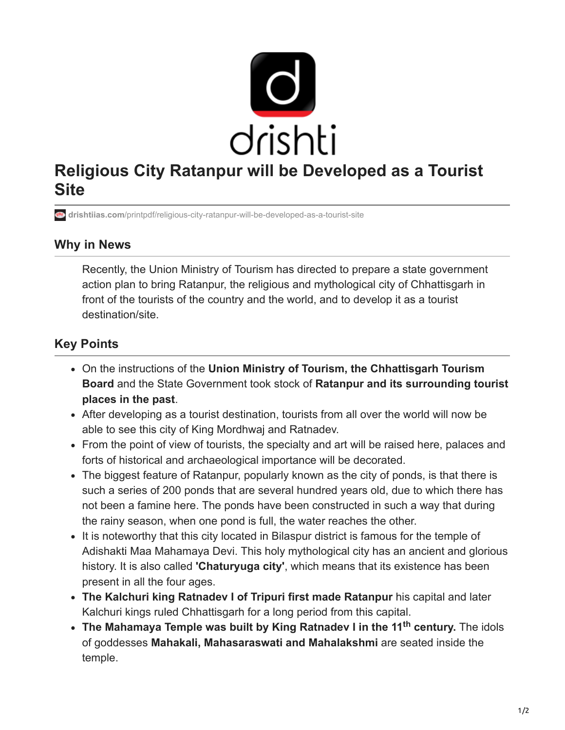# Religious City Ratanpur will be Developed as a Tourist Site

drishtiias.com/printpdf/religious-city-ratanpur-will-be-developed-as-a-tourist-site

## Why in News

Recently, the Union Ministry of Tourism has directed to prepare a state government action plan to bring Ratanpur, the religious and mythological city of Chhattisgarh in front of the tourists of the country and the world, and to develop it as a tourist destination/site.

## Key Points

- On the instructions of the **Union Ministry of Tourism, the Chhattisgarh Tourism Board** and the State Government took stock of **Ratanpur and its surrounding tourist places in the past**.
- After developing as a tourist destination, tourists from all over the world will now be able to see this city of King Mordhwaj and Ratnadev.
- From the point of view of tourists, the specialty and art will be raised here, palaces and forts of historical and archaeological importance will be decorated.
- The biggest feature of Ratanpur, popularly known as the city of ponds, is that there is such a series of 200 ponds that are several hundred years old, due to which there has not been a famine here. The ponds have been constructed in such a way that during the rainy season, when one pond is full, the water reaches the other.
- It is noteworthy that this city located in Bilaspur district is famous for the temple of Adishakti Maa Mahamaya Devi. This holy mythological city has an ancient and glorious history. It is also called **'Chaturyuga city'**, which means that its existence has been present in all the four ages.
- **The Kalchuri king Ratnadev I of Tripuri first made Ratanpur** his capital and later Kalchuri kings ruled Chhattisgarh for a long period from this capital.
- **The Mahamaya Temple was built by King Ratnadev I in the 11th century.** The idols of goddesses **Mahakali, Mahasaraswati and Mahalakshmi** are seated inside the temple.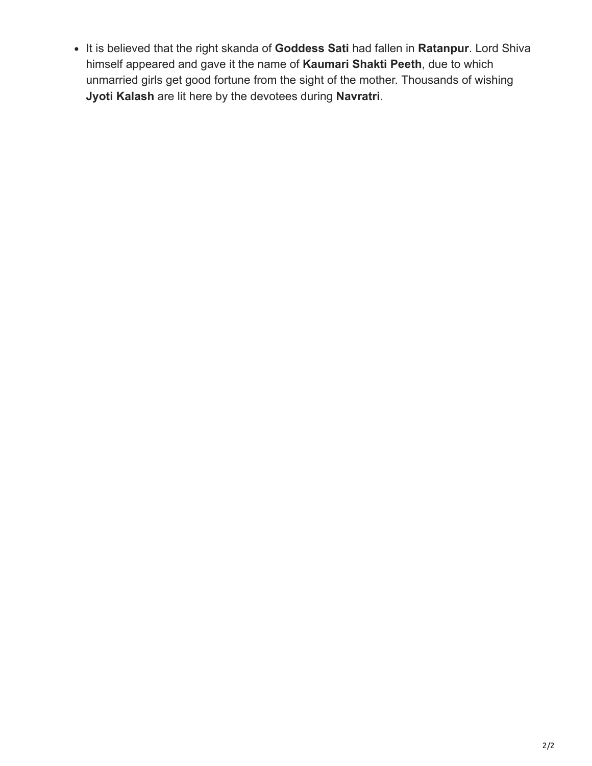- It is believed that the right skanda of **Goddess Sati** had fallen in **Ratanpur**. Lord Shiva himself appeared and gave it the name of **Kaumari Shakti Peeth**, due to which unmarried girls get good fortune from the sight of the mother. Thousands of wishing **Jyoti Kalash** are lit here by the devotees during **Navratri**.